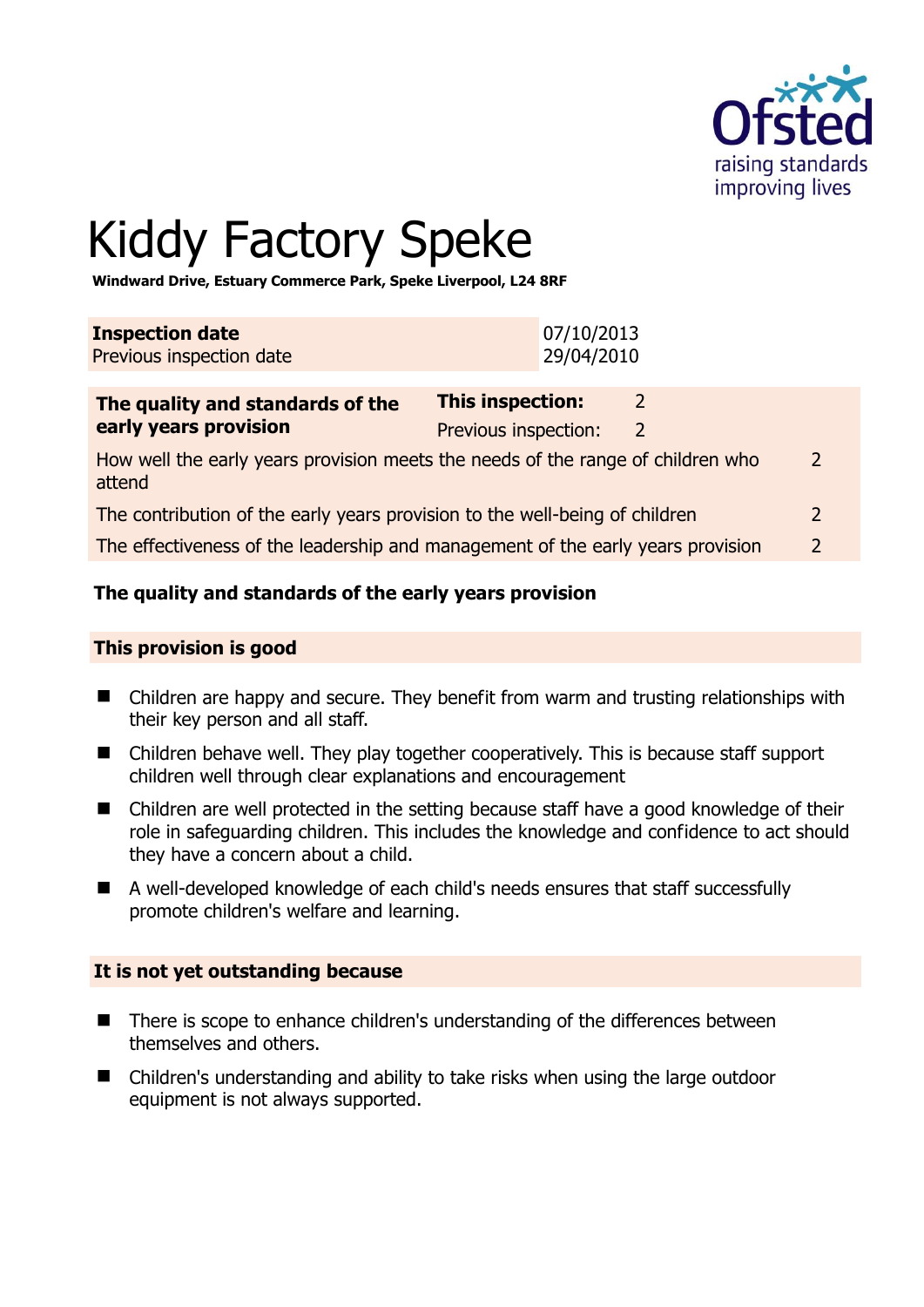# Kiddy Factory Speke

**Windward Drive, Estuary Commerce Park, Speke Liverpool, L24 8RF**

| **Inspection date** | 07/10/2013 |
|---|---|
| Previous inspection date | 29/04/2010 |

| **The quality and standards of the early years provision** | **This inspection:** 2 | |
|---|---|---|
| | Previous inspection: 2 | |
| How well the early years provision meets the needs of the range of children who attend | | 2 |
| The contribution of the early years provision to the well-being of children | | 2 |
| The effectiveness of the leadership and management of the early years provision | | 2 |

## The quality and standards of the early years provision

### This provision is good

- Children are happy and secure. They benefit from warm and trusting relationships with their key person and all staff.
- Children behave well. They play together cooperatively. This is because staff support children well through clear explanations and encouragement
- Children are well protected in the setting because staff have a good knowledge of their role in safeguarding children. This includes the knowledge and confidence to act should they have a concern about a child.
- A well-developed knowledge of each child's needs ensures that staff successfully promote children's welfare and learning.

### It is not yet outstanding because

- There is scope to enhance children's understanding of the differences between themselves and others.
- Children's understanding and ability to take risks when using the large outdoor equipment is not always supported.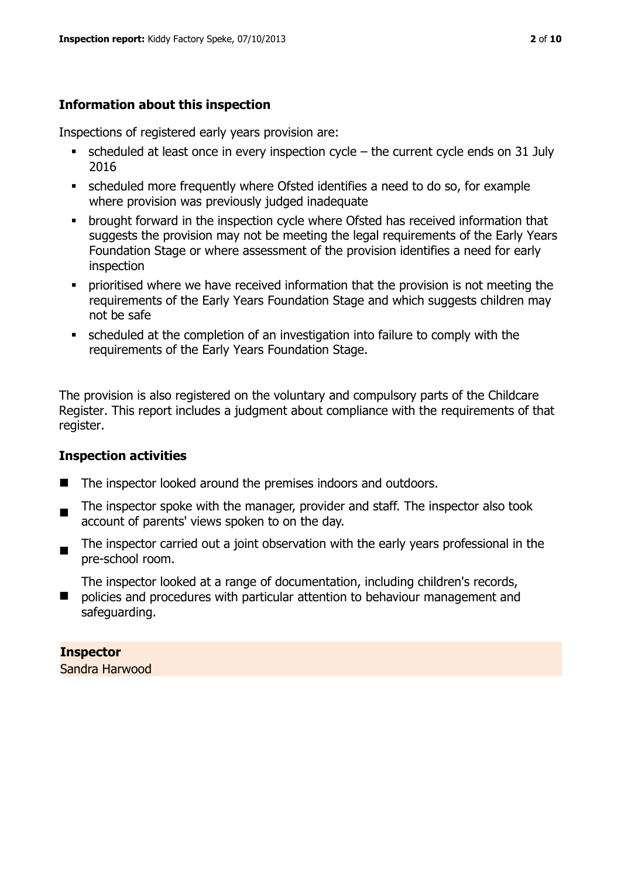## Information about this inspection

Inspections of registered early years provision are:

- scheduled at least once in every inspection cycle – the current cycle ends on 31 July 2016
- scheduled more frequently where Ofsted identifies a need to do so, for example where provision was previously judged inadequate
- brought forward in the inspection cycle where Ofsted has received information that suggests the provision may not be meeting the legal requirements of the Early Years Foundation Stage or where assessment of the provision identifies a need for early inspection
- prioritised where we have received information that the provision is not meeting the requirements of the Early Years Foundation Stage and which suggests children may not be safe
- scheduled at the completion of an investigation into failure to comply with the requirements of the Early Years Foundation Stage.

The provision is also registered on the voluntary and compulsory parts of the Childcare Register. This report includes a judgment about compliance with the requirements of that register.

## Inspection activities

- The inspector looked around the premises indoors and outdoors.
- The inspector spoke with the manager, provider and staff. The inspector also took account of parents' views spoken to on the day.
- The inspector carried out a joint observation with the early years professional in the pre-school room.
- The inspector looked at a range of documentation, including children's records, policies and procedures with particular attention to behaviour management and safeguarding.

**Inspector**
Sandra Harwood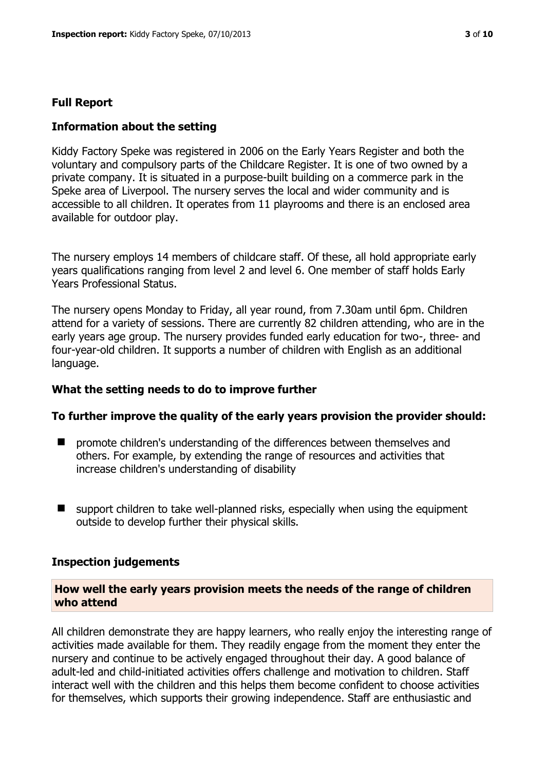## Full Report

### Information about the setting

Kiddy Factory Speke was registered in 2006 on the Early Years Register and both the voluntary and compulsory parts of the Childcare Register. It is one of two owned by a private company. It is situated in a purpose-built building on a commerce park in the Speke area of Liverpool. The nursery serves the local and wider community and is accessible to all children. It operates from 11 playrooms and there is an enclosed area available for outdoor play.

The nursery employs 14 members of childcare staff. Of these, all hold appropriate early years qualifications ranging from level 2 and level 6. One member of staff holds Early Years Professional Status.

The nursery opens Monday to Friday, all year round, from 7.30am until 6pm. Children attend for a variety of sessions. There are currently 82 children attending, who are in the early years age group. The nursery provides funded early education for two-, three- and four-year-old children. It supports a number of children with English as an additional language.

### What the setting needs to do to improve further

### To further improve the quality of the early years provision the provider should:

- promote children's understanding of the differences between themselves and others. For example, by extending the range of resources and activities that increase children's understanding of disability
- support children to take well-planned risks, especially when using the equipment outside to develop further their physical skills.

### Inspection judgements

#### How well the early years provision meets the needs of the range of children who attend

All children demonstrate they are happy learners, who really enjoy the interesting range of activities made available for them. They readily engage from the moment they enter the nursery and continue to be actively engaged throughout their day. A good balance of adult-led and child-initiated activities offers challenge and motivation to children. Staff interact well with the children and this helps them become confident to choose activities for themselves, which supports their growing independence. Staff are enthusiastic and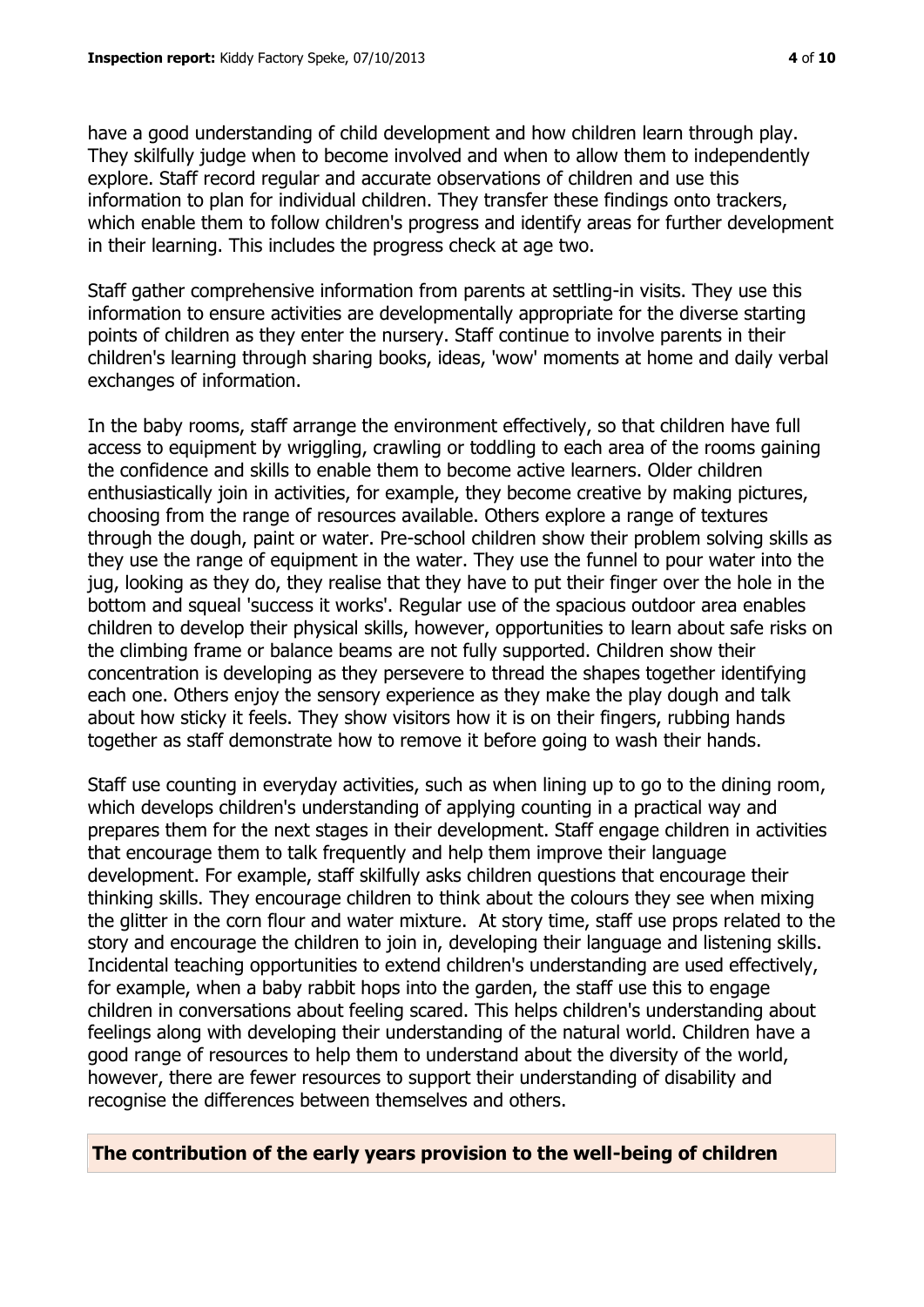have a good understanding of child development and how children learn through play. They skilfully judge when to become involved and when to allow them to independently explore. Staff record regular and accurate observations of children and use this information to plan for individual children. They transfer these findings onto trackers, which enable them to follow children's progress and identify areas for further development in their learning. This includes the progress check at age two.

Staff gather comprehensive information from parents at settling-in visits. They use this information to ensure activities are developmentally appropriate for the diverse starting points of children as they enter the nursery. Staff continue to involve parents in their children's learning through sharing books, ideas, 'wow' moments at home and daily verbal exchanges of information.

In the baby rooms, staff arrange the environment effectively, so that children have full access to equipment by wriggling, crawling or toddling to each area of the rooms gaining the confidence and skills to enable them to become active learners. Older children enthusiastically join in activities, for example, they become creative by making pictures, choosing from the range of resources available. Others explore a range of textures through the dough, paint or water. Pre-school children show their problem solving skills as they use the range of equipment in the water. They use the funnel to pour water into the jug, looking as they do, they realise that they have to put their finger over the hole in the bottom and squeal 'success it works'. Regular use of the spacious outdoor area enables children to develop their physical skills, however, opportunities to learn about safe risks on the climbing frame or balance beams are not fully supported. Children show their concentration is developing as they persevere to thread the shapes together identifying each one. Others enjoy the sensory experience as they make the play dough and talk about how sticky it feels. They show visitors how it is on their fingers, rubbing hands together as staff demonstrate how to remove it before going to wash their hands.

Staff use counting in everyday activities, such as when lining up to go to the dining room, which develops children's understanding of applying counting in a practical way and prepares them for the next stages in their development. Staff engage children in activities that encourage them to talk frequently and help them improve their language development. For example, staff skilfully asks children questions that encourage their thinking skills. They encourage children to think about the colours they see when mixing the glitter in the corn flour and water mixture. At story time, staff use props related to the story and encourage the children to join in, developing their language and listening skills. Incidental teaching opportunities to extend children's understanding are used effectively, for example, when a baby rabbit hops into the garden, the staff use this to engage children in conversations about feeling scared. This helps children's understanding about feelings along with developing their understanding of the natural world. Children have a good range of resources to help them to understand about the diversity of the world, however, there are fewer resources to support their understanding of disability and recognise the differences between themselves and others.

## The contribution of the early years provision to the well-being of children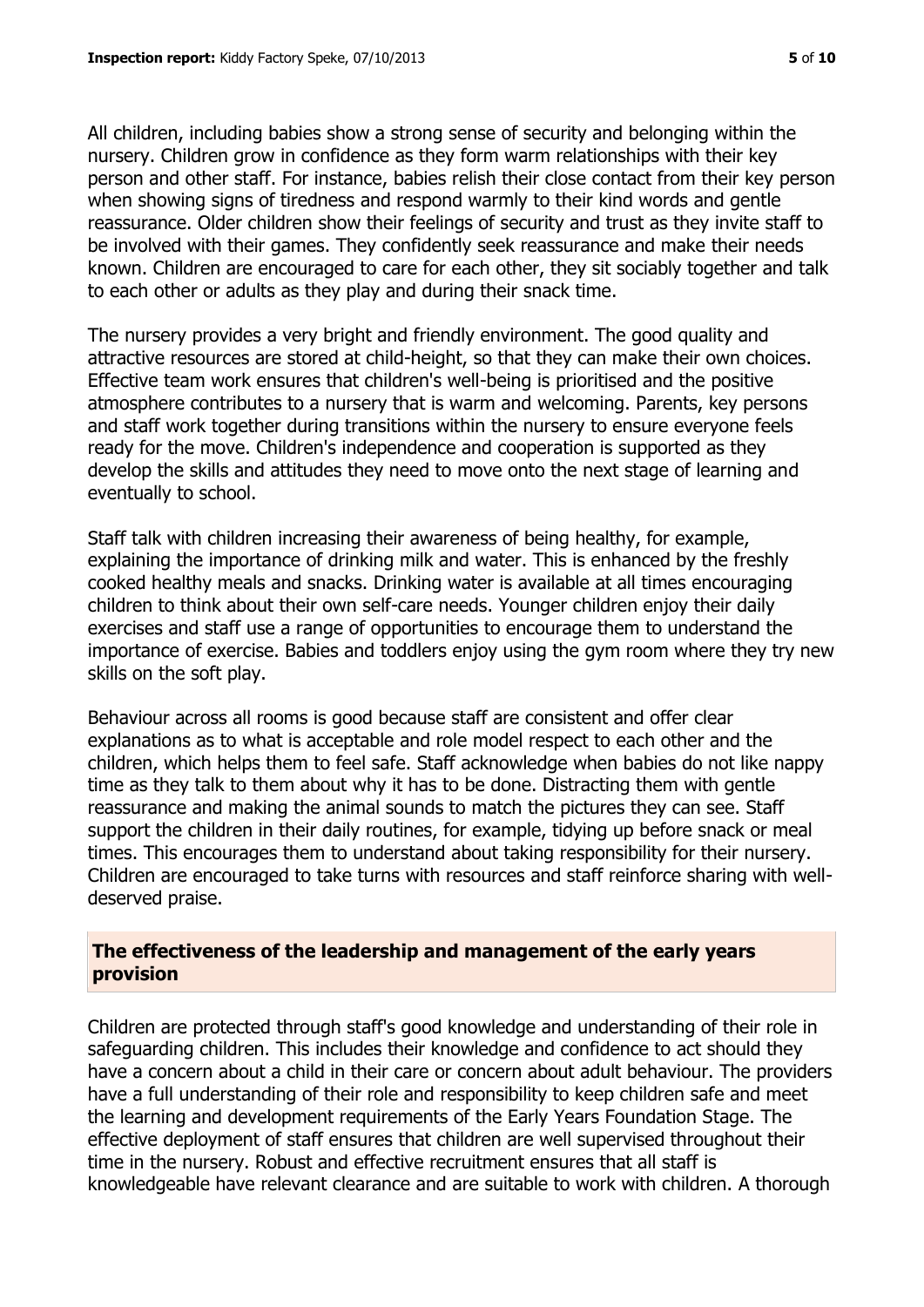All children, including babies show a strong sense of security and belonging within the nursery. Children grow in confidence as they form warm relationships with their key person and other staff. For instance, babies relish their close contact from their key person when showing signs of tiredness and respond warmly to their kind words and gentle reassurance. Older children show their feelings of security and trust as they invite staff to be involved with their games. They confidently seek reassurance and make their needs known. Children are encouraged to care for each other, they sit sociably together and talk to each other or adults as they play and during their snack time.

The nursery provides a very bright and friendly environment. The good quality and attractive resources are stored at child-height, so that they can make their own choices. Effective team work ensures that children's well-being is prioritised and the positive atmosphere contributes to a nursery that is warm and welcoming. Parents, key persons and staff work together during transitions within the nursery to ensure everyone feels ready for the move. Children's independence and cooperation is supported as they develop the skills and attitudes they need to move onto the next stage of learning and eventually to school.

Staff talk with children increasing their awareness of being healthy, for example, explaining the importance of drinking milk and water. This is enhanced by the freshly cooked healthy meals and snacks. Drinking water is available at all times encouraging children to think about their own self-care needs. Younger children enjoy their daily exercises and staff use a range of opportunities to encourage them to understand the importance of exercise. Babies and toddlers enjoy using the gym room where they try new skills on the soft play.

Behaviour across all rooms is good because staff are consistent and offer clear explanations as to what is acceptable and role model respect to each other and the children, which helps them to feel safe. Staff acknowledge when babies do not like nappy time as they talk to them about why it has to be done. Distracting them with gentle reassurance and making the animal sounds to match the pictures they can see. Staff support the children in their daily routines, for example, tidying up before snack or meal times. This encourages them to understand about taking responsibility for their nursery. Children are encouraged to take turns with resources and staff reinforce sharing with well-deserved praise.

## The effectiveness of the leadership and management of the early years provision

Children are protected through staff's good knowledge and understanding of their role in safeguarding children. This includes their knowledge and confidence to act should they have a concern about a child in their care or concern about adult behaviour. The providers have a full understanding of their role and responsibility to keep children safe and meet the learning and development requirements of the Early Years Foundation Stage. The effective deployment of staff ensures that children are well supervised throughout their time in the nursery. Robust and effective recruitment ensures that all staff is knowledgeable have relevant clearance and are suitable to work with children. A thorough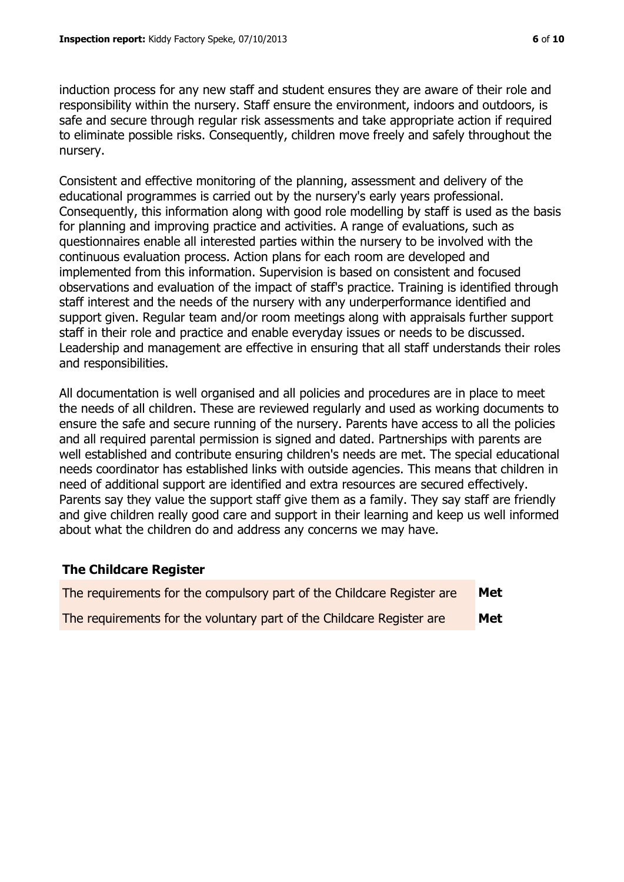induction process for any new staff and student ensures they are aware of their role and responsibility within the nursery. Staff ensure the environment, indoors and outdoors, is safe and secure through regular risk assessments and take appropriate action if required to eliminate possible risks. Consequently, children move freely and safely throughout the nursery.

Consistent and effective monitoring of the planning, assessment and delivery of the educational programmes is carried out by the nursery's early years professional. Consequently, this information along with good role modelling by staff is used as the basis for planning and improving practice and activities. A range of evaluations, such as questionnaires enable all interested parties within the nursery to be involved with the continuous evaluation process. Action plans for each room are developed and implemented from this information. Supervision is based on consistent and focused observations and evaluation of the impact of staff's practice. Training is identified through staff interest and the needs of the nursery with any underperformance identified and support given. Regular team and/or room meetings along with appraisals further support staff in their role and practice and enable everyday issues or needs to be discussed. Leadership and management are effective in ensuring that all staff understands their roles and responsibilities.

All documentation is well organised and all policies and procedures are in place to meet the needs of all children. These are reviewed regularly and used as working documents to ensure the safe and secure running of the nursery. Parents have access to all the policies and all required parental permission is signed and dated. Partnerships with parents are well established and contribute ensuring children's needs are met. The special educational needs coordinator has established links with outside agencies. This means that children in need of additional support are identified and extra resources are secured effectively. Parents say they value the support staff give them as a family. They say staff are friendly and give children really good care and support in their learning and keep us well informed about what the children do and address any concerns we may have.

### The Childcare Register

| | |
|---|---|
| The requirements for the compulsory part of the Childcare Register are | **Met** |
| The requirements for the voluntary part of the Childcare Register are | **Met** |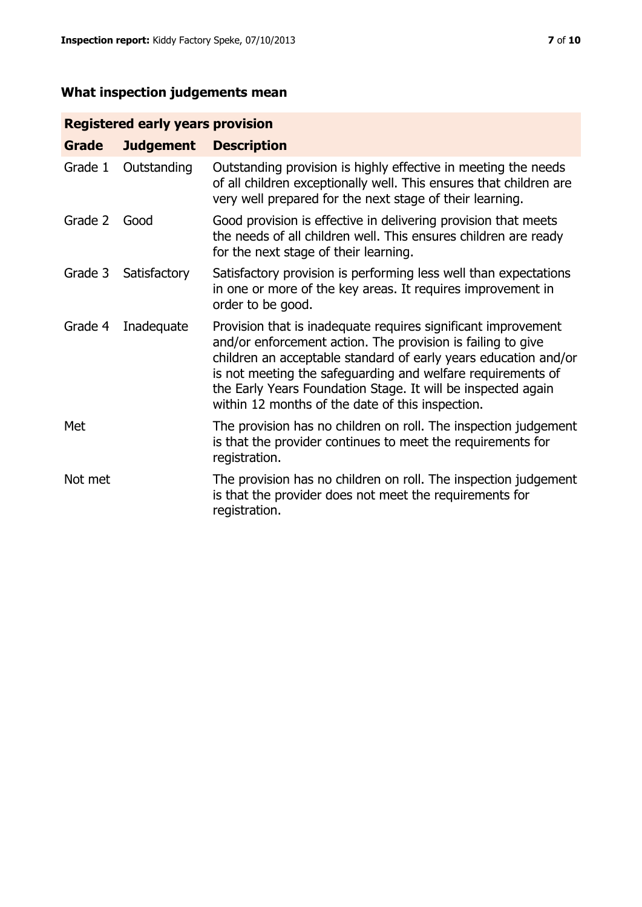## What inspection judgements mean

| Registered early years provision | | |
|---|---|---|
| **Grade** | **Judgement** | **Description** |
| Grade 1 | Outstanding | Outstanding provision is highly effective in meeting the needs of all children exceptionally well. This ensures that children are very well prepared for the next stage of their learning. |
| Grade 2 | Good | Good provision is effective in delivering provision that meets the needs of all children well. This ensures children are ready for the next stage of their learning. |
| Grade 3 | Satisfactory | Satisfactory provision is performing less well than expectations in one or more of the key areas. It requires improvement in order to be good. |
| Grade 4 | Inadequate | Provision that is inadequate requires significant improvement and/or enforcement action. The provision is failing to give children an acceptable standard of early years education and/or is not meeting the safeguarding and welfare requirements of the Early Years Foundation Stage. It will be inspected again within 12 months of the date of this inspection. |
| Met | | The provision has no children on roll. The inspection judgement is that the provider continues to meet the requirements for registration. |
| Not met | | The provision has no children on roll. The inspection judgement is that the provider does not meet the requirements for registration. |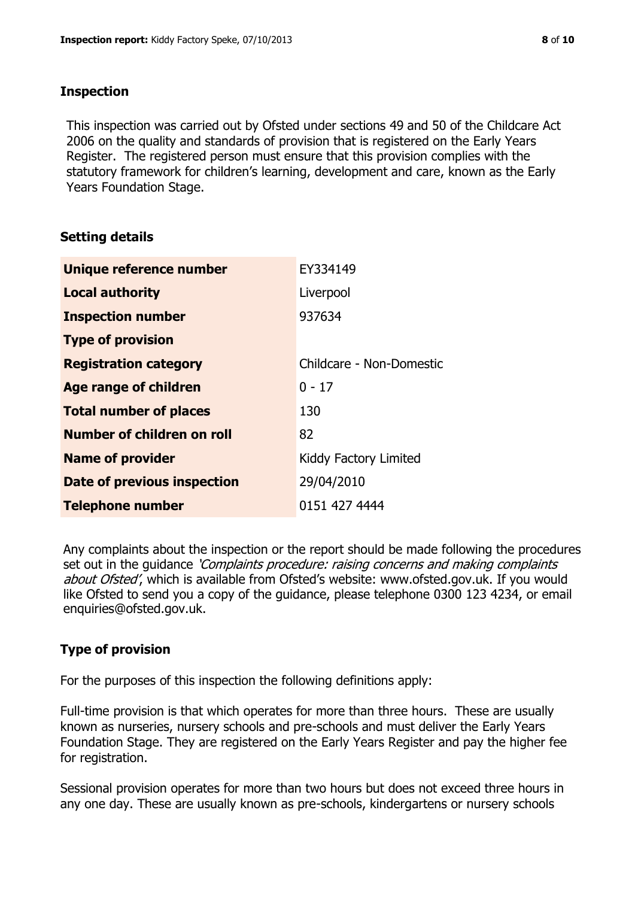## Inspection

This inspection was carried out by Ofsted under sections 49 and 50 of the Childcare Act 2006 on the quality and standards of provision that is registered on the Early Years Register. The registered person must ensure that this provision complies with the statutory framework for children's learning, development and care, known as the Early Years Foundation Stage.

## Setting details

| | |
|---|---|
| **Unique reference number** | EY334149 |
| **Local authority** | Liverpool |
| **Inspection number** | 937634 |
| **Type of provision** | |
| **Registration category** | Childcare - Non-Domestic |
| **Age range of children** | 0 - 17 |
| **Total number of places** | 130 |
| **Number of children on roll** | 82 |
| **Name of provider** | Kiddy Factory Limited |
| **Date of previous inspection** | 29/04/2010 |
| **Telephone number** | 0151 427 4444 |

Any complaints about the inspection or the report should be made following the procedures set out in the guidance *'Complaints procedure: raising concerns and making complaints about Ofsted'*, which is available from Ofsted's website: www.ofsted.gov.uk. If you would like Ofsted to send you a copy of the guidance, please telephone 0300 123 4234, or email enquiries@ofsted.gov.uk.

## Type of provision

For the purposes of this inspection the following definitions apply:

Full-time provision is that which operates for more than three hours. These are usually known as nurseries, nursery schools and pre-schools and must deliver the Early Years Foundation Stage. They are registered on the Early Years Register and pay the higher fee for registration.

Sessional provision operates for more than two hours but does not exceed three hours in any one day. These are usually known as pre-schools, kindergartens or nursery schools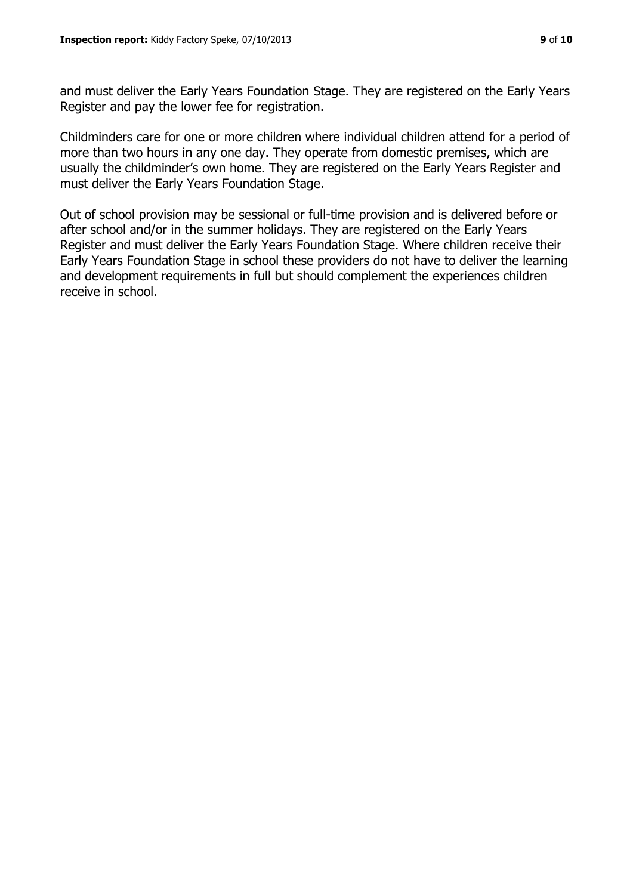and must deliver the Early Years Foundation Stage. They are registered on the Early Years Register and pay the lower fee for registration.

Childminders care for one or more children where individual children attend for a period of more than two hours in any one day. They operate from domestic premises, which are usually the childminder's own home. They are registered on the Early Years Register and must deliver the Early Years Foundation Stage.

Out of school provision may be sessional or full-time provision and is delivered before or after school and/or in the summer holidays. They are registered on the Early Years Register and must deliver the Early Years Foundation Stage. Where children receive their Early Years Foundation Stage in school these providers do not have to deliver the learning and development requirements in full but should complement the experiences children receive in school.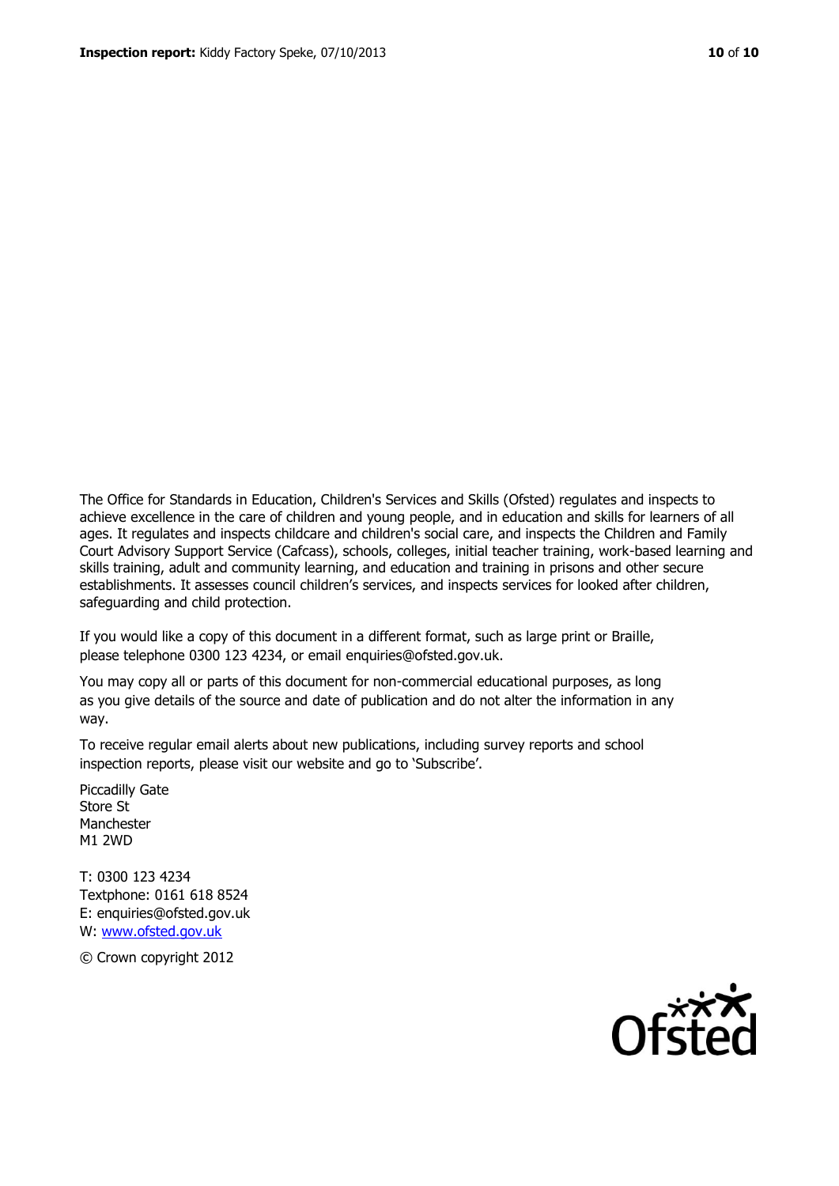The Office for Standards in Education, Children's Services and Skills (Ofsted) regulates and inspects to achieve excellence in the care of children and young people, and in education and skills for learners of all ages. It regulates and inspects childcare and children's social care, and inspects the Children and Family Court Advisory Support Service (Cafcass), schools, colleges, initial teacher training, work-based learning and skills training, adult and community learning, and education and training in prisons and other secure establishments. It assesses council children's services, and inspects services for looked after children, safeguarding and child protection.

If you would like a copy of this document in a different format, such as large print or Braille, please telephone 0300 123 4234, or email enquiries@ofsted.gov.uk.

You may copy all or parts of this document for non-commercial educational purposes, as long as you give details of the source and date of publication and do not alter the information in any way.

To receive regular email alerts about new publications, including survey reports and school inspection reports, please visit our website and go to 'Subscribe'.

Piccadilly Gate
Store St
Manchester
M1 2WD

T: 0300 123 4234
Textphone: 0161 618 8524
E: enquiries@ofsted.gov.uk
W: www.ofsted.gov.uk

© Crown copyright 2012

Ofsted